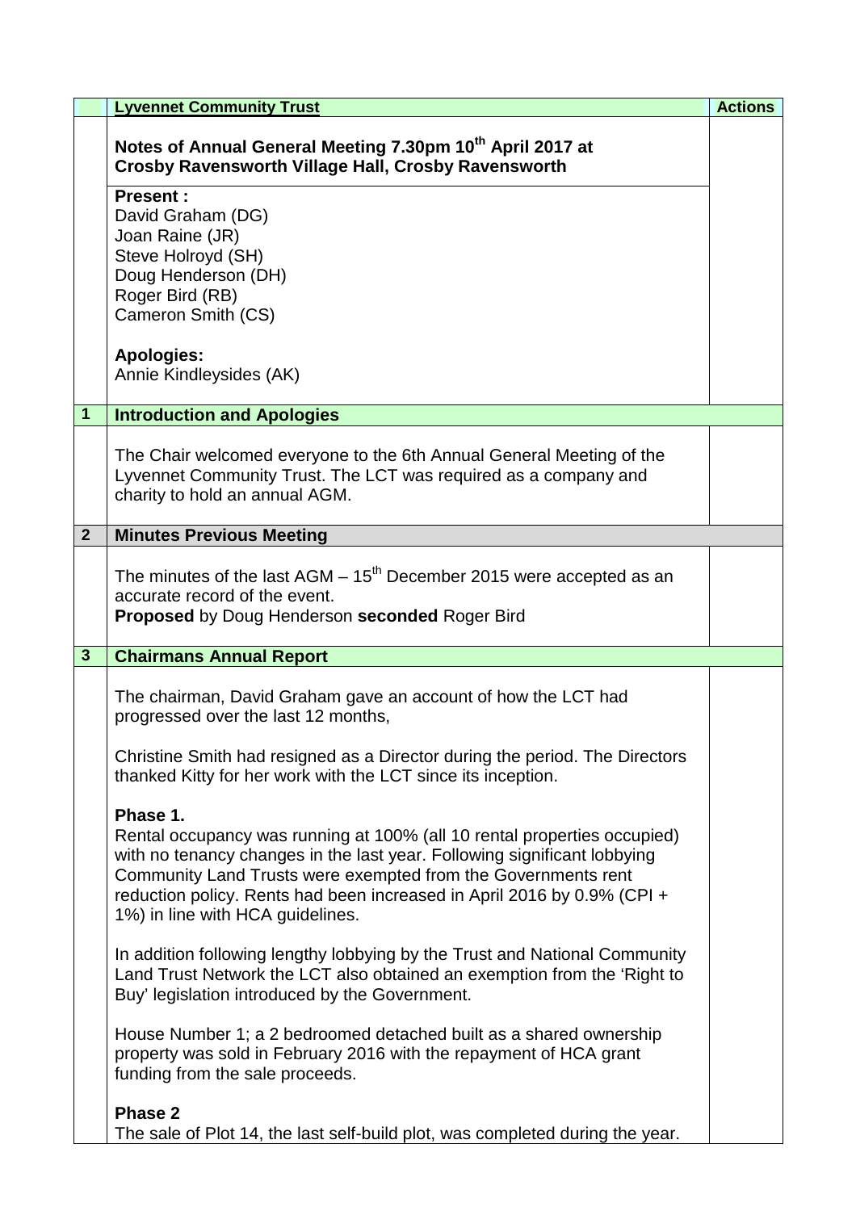| | **Lyvennet Community Trust** | **Actions** |
|---|---|---|

**Notes of Annual General Meeting 7.30pm 10th April 2017 at Crosby Ravensworth Village Hall, Crosby Ravensworth**

**Present :**
David Graham (DG)
Joan Raine (JR)
Steve Holroyd (SH)
Doug Henderson (DH)
Roger Bird (RB)
Cameron Smith (CS)

**Apologies:**
Annie Kindleysides (AK)

## 1 Introduction and Apologies

The Chair welcomed everyone to the 6th Annual General Meeting of the Lyvennet Community Trust. The LCT was required as a company and charity to hold an annual AGM.

## 2 Minutes Previous Meeting

The minutes of the last AGM – 15th December 2015 were accepted as an accurate record of the event.
**Proposed** by Doug Henderson **seconded** Roger Bird

## 3 Chairmans Annual Report

The chairman, David Graham gave an account of how the LCT had progressed over the last 12 months,

Christine Smith had resigned as a Director during the period. The Directors thanked Kitty for her work with the LCT since its inception.

**Phase 1.**
Rental occupancy was running at 100% (all 10 rental properties occupied) with no tenancy changes in the last year. Following significant lobbying Community Land Trusts were exempted from the Governments rent reduction policy. Rents had been increased in April 2016 by 0.9% (CPI + 1%) in line with HCA guidelines.

In addition following lengthy lobbying by the Trust and National Community Land Trust Network the LCT also obtained an exemption from the 'Right to Buy' legislation introduced by the Government.

House Number 1; a 2 bedroomed detached built as a shared ownership property was sold in February 2016 with the repayment of HCA grant funding from the sale proceeds.

**Phase 2**
The sale of Plot 14, the last self-build plot, was completed during the year.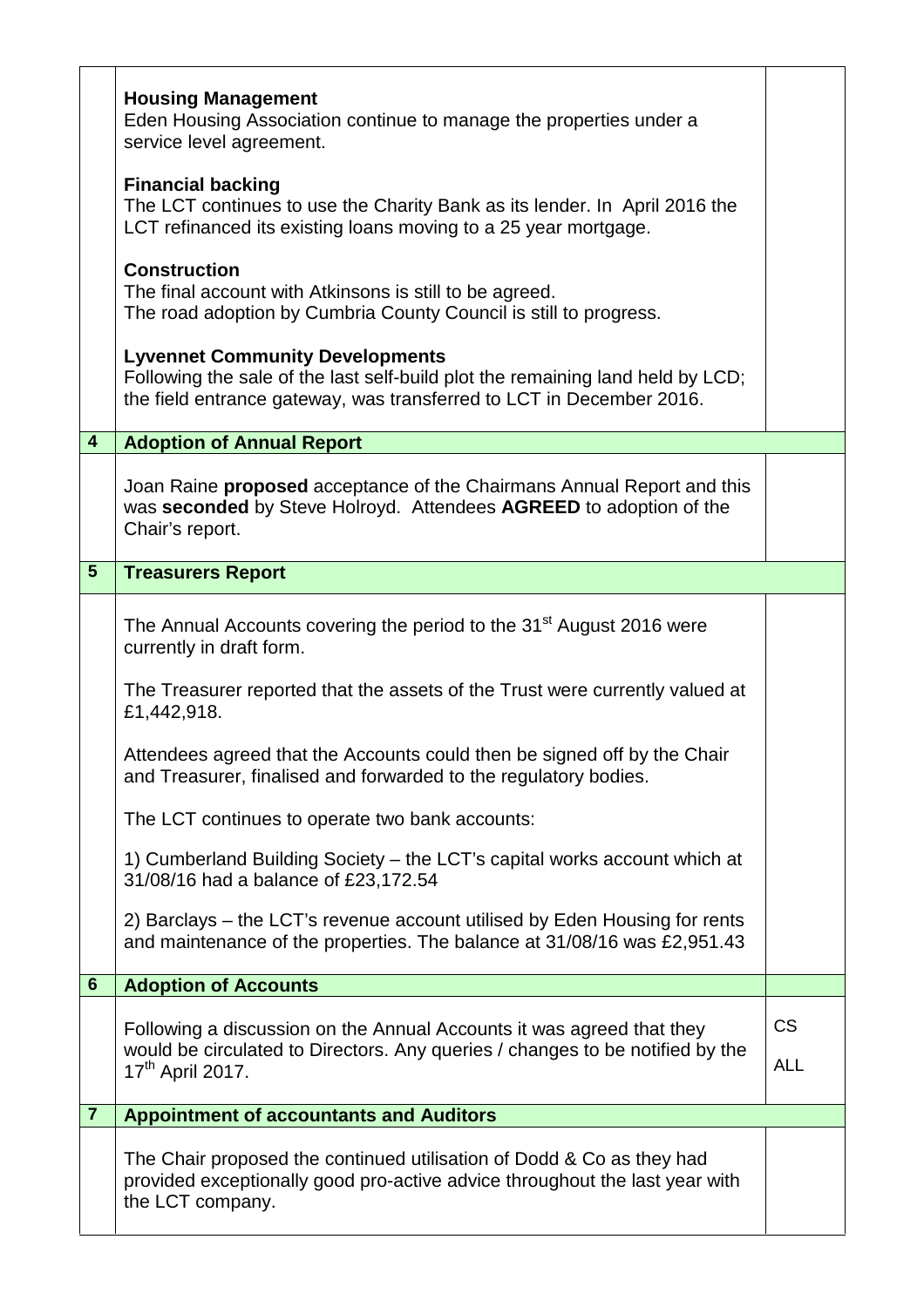| | | |
|---|---|---|
| | **Housing Management**<br>Eden Housing Association continue to manage the properties under a service level agreement.<br><br>**Financial backing**<br>The LCT continues to use the Charity Bank as its lender. In April 2016 the LCT refinanced its existing loans moving to a 25 year mortgage.<br><br>**Construction**<br>The final account with Atkinsons is still to be agreed.<br>The road adoption by Cumbria County Council is still to progress.<br><br>**Lyvennet Community Developments**<br>Following the sale of the last self-build plot the remaining land held by LCD; the field entrance gateway, was transferred to LCT in December 2016. | |
| **4** | **Adoption of Annual Report** | |
| | Joan Raine **proposed** acceptance of the Chairmans Annual Report and this was **seconded** by Steve Holroyd. Attendees **AGREED** to adoption of the Chair's report. | |
| **5** | **Treasurers Report** | |
| | The Annual Accounts covering the period to the 31st August 2016 were currently in draft form.<br><br>The Treasurer reported that the assets of the Trust were currently valued at £1,442,918.<br><br>Attendees agreed that the Accounts could then be signed off by the Chair and Treasurer, finalised and forwarded to the regulatory bodies.<br><br>The LCT continues to operate two bank accounts:<br><br>1) Cumberland Building Society – the LCT's capital works account which at 31/08/16 had a balance of £23,172.54<br><br>2) Barclays – the LCT's revenue account utilised by Eden Housing for rents and maintenance of the properties. The balance at 31/08/16 was £2,951.43 | |
| **6** | **Adoption of Accounts** | |
| | Following a discussion on the Annual Accounts it was agreed that they would be circulated to Directors. Any queries / changes to be notified by the 17th April 2017. | CS<br><br>ALL |
| **7** | **Appointment of accountants and Auditors** | |
| | The Chair proposed the continued utilisation of Dodd & Co as they had provided exceptionally good pro-active advice throughout the last year with the LCT company. | |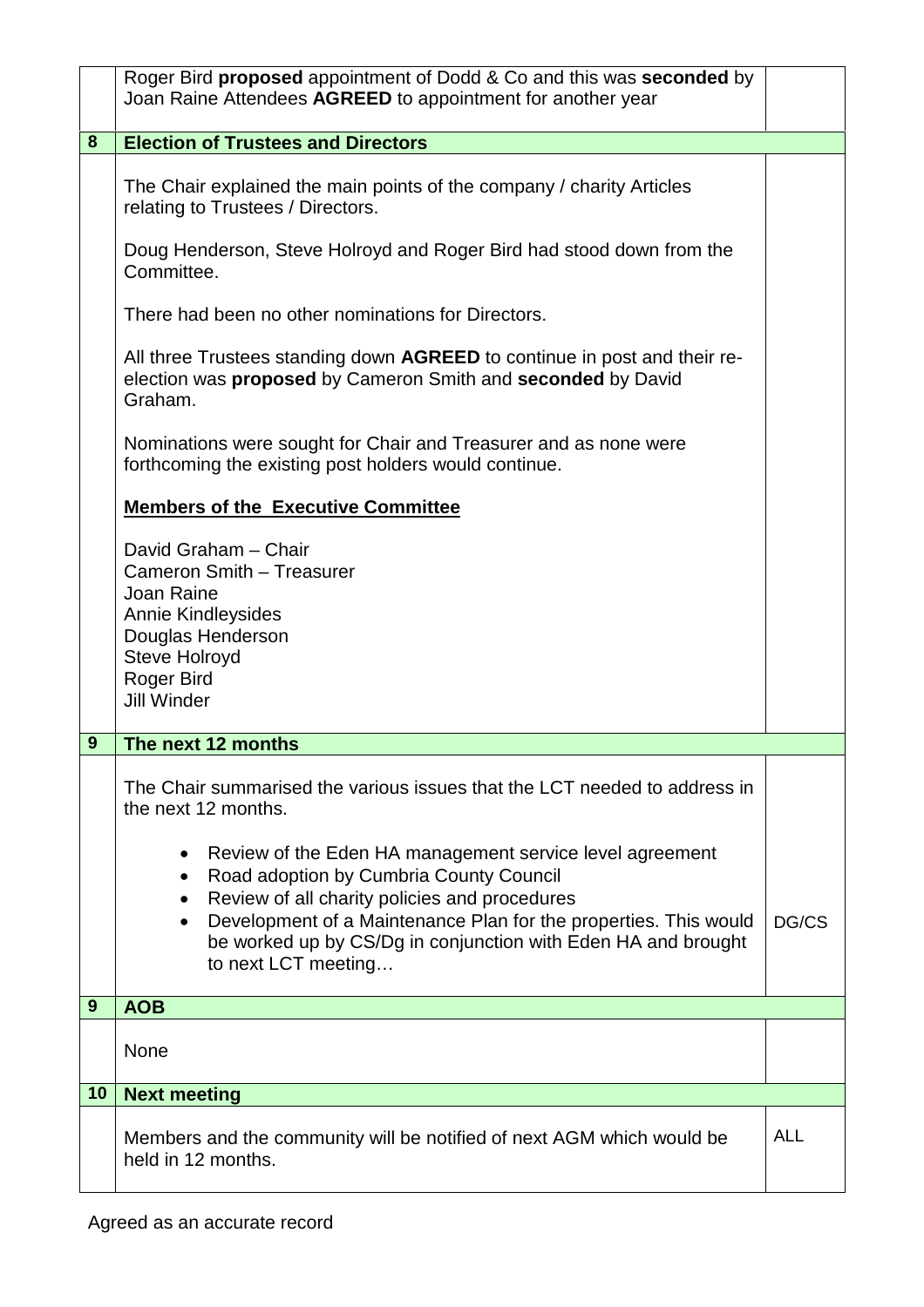| | | |
|---|---|---|
| | Roger Bird **proposed** appointment of Dodd & Co and this was **seconded** by Joan Raine Attendees **AGREED** to appointment for another year | |
| **8** | **Election of Trustees and Directors** | |
| | The Chair explained the main points of the company / charity Articles relating to Trustees / Directors.<br><br>Doug Henderson, Steve Holroyd and Roger Bird had stood down from the Committee.<br><br>There had been no other nominations for Directors.<br><br>All three Trustees standing down **AGREED** to continue in post and their re-election was **proposed** by Cameron Smith and **seconded** by David Graham.<br><br>Nominations were sought for Chair and Treasurer and as none were forthcoming the existing post holders would continue.<br><br>**Members of the Executive Committee**<br><br>David Graham – Chair<br>Cameron Smith – Treasurer<br>Joan Raine<br>Annie Kindleysides<br>Douglas Henderson<br>Steve Holroyd<br>Roger Bird<br>Jill Winder | |
| **9** | **The next 12 months** | |
| | The Chair summarised the various issues that the LCT needed to address in the next 12 months.<br><br>• Review of the Eden HA management service level agreement<br>• Road adoption by Cumbria County Council<br>• Review of all charity policies and procedures<br>• Development of a Maintenance Plan for the properties. This would be worked up by CS/Dg in conjunction with Eden HA and brought to next LCT meeting… | DG/CS |
| **9** | **AOB** | |
| | None | |
| **10** | **Next meeting** | |
| | Members and the community will be notified of next AGM which would be held in 12 months. | ALL |

Agreed as an accurate record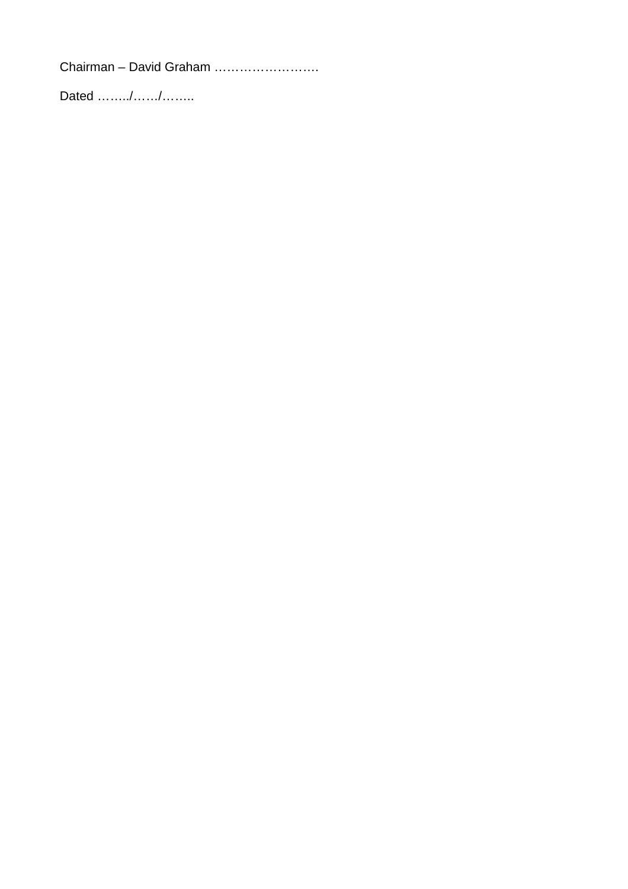Chairman – David Graham …………………….

Dated ……../……/……..